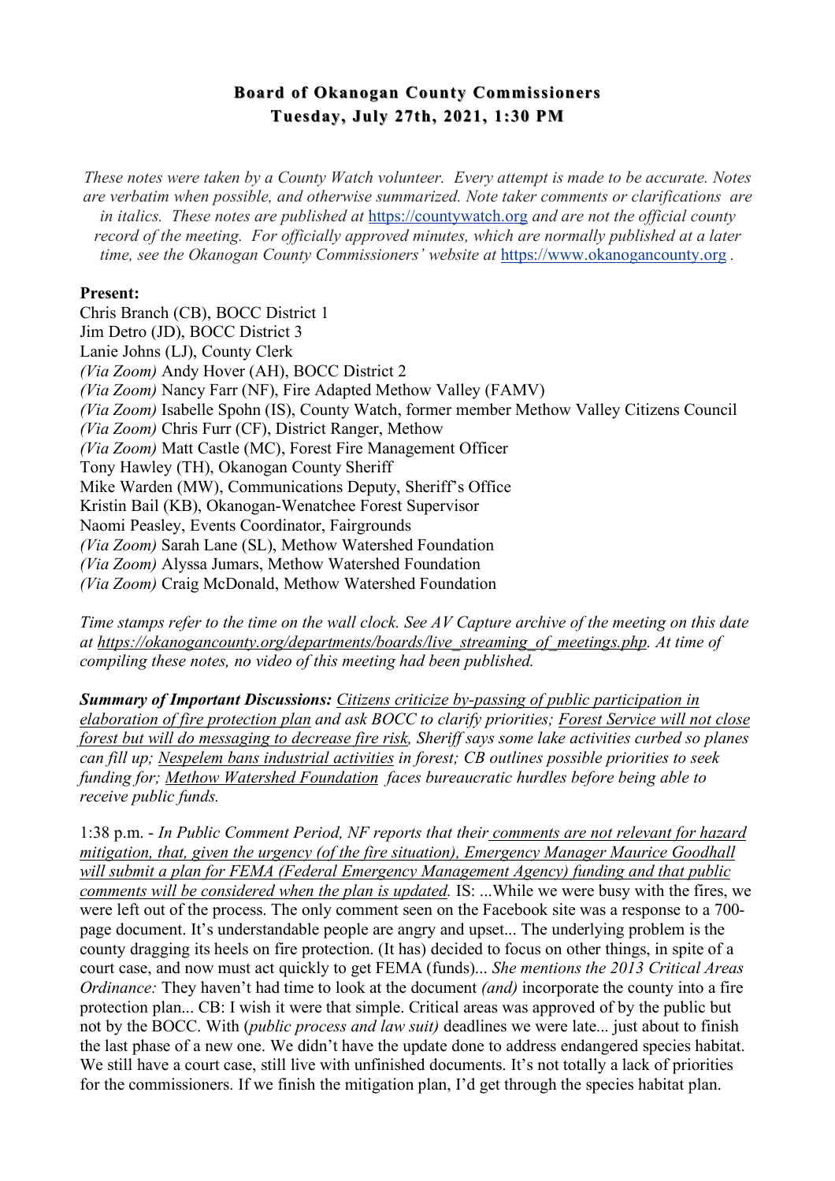# Board of Okanogan County Commissioners
## Tuesday, July 27th, 2021, 1:30 PM

*These notes were taken by a County Watch volunteer. Every attempt is made to be accurate. Notes are verbatim when possible, and otherwise summarized. Note taker comments or clarifications are in italics. These notes are published at* https://countywatch.org *and are not the official county record of the meeting. For officially approved minutes, which are normally published at a later time, see the Okanogan County Commissioners' website at* https://www.okanogancounty.org *.*

**Present:**

Chris Branch (CB), BOCC District 1
Jim Detro (JD), BOCC District 3
Lanie Johns (LJ), County Clerk
*(Via Zoom)* Andy Hover (AH), BOCC District 2
*(Via Zoom)* Nancy Farr (NF), Fire Adapted Methow Valley (FAMV)
*(Via Zoom)* Isabelle Spohn (IS), County Watch, former member Methow Valley Citizens Council
*(Via Zoom)* Chris Furr (CF), District Ranger, Methow
*(Via Zoom)* Matt Castle (MC), Forest Fire Management Officer
Tony Hawley (TH), Okanogan County Sheriff
Mike Warden (MW), Communications Deputy, Sheriff's Office
Kristin Bail (KB), Okanogan-Wenatchee Forest Supervisor
Naomi Peasley, Events Coordinator, Fairgrounds
*(Via Zoom)* Sarah Lane (SL), Methow Watershed Foundation
*(Via Zoom)* Alyssa Jumars, Methow Watershed Foundation
*(Via Zoom)* Craig McDonald, Methow Watershed Foundation

*Time stamps refer to the time on the wall clock. See AV Capture archive of the meeting on this date at https://okanogancounty.org/departments/boards/live_streaming_of_meetings.php. At time of compiling these notes, no video of this meeting had been published.*

***Summary of Important Discussions:*** *Citizens criticize by-passing of public participation in elaboration of fire protection plan and ask BOCC to clarify priorities; Forest Service will not close forest but will do messaging to decrease fire risk, Sheriff says some lake activities curbed so planes can fill up; Nespelem bans industrial activities in forest; CB outlines possible priorities to seek funding for; Methow Watershed Foundation faces bureaucratic hurdles before being able to receive public funds.*

1:38 p.m. - *In Public Comment Period, NF reports that their comments are not relevant for hazard mitigation, that, given the urgency (of the fire situation), Emergency Manager Maurice Goodhall will submit a plan for FEMA (Federal Emergency Management Agency) funding and that public comments will be considered when the plan is updated.* IS: ...While we were busy with the fires, we were left out of the process. The only comment seen on the Facebook site was a response to a 700-page document. It's understandable people are angry and upset... The underlying problem is the county dragging its heels on fire protection. (It has) decided to focus on other things, in spite of a court case, and now must act quickly to get FEMA (funds)... *She mentions the 2013 Critical Areas Ordinance:* They haven't had time to look at the document *(and)* incorporate the county into a fire protection plan... CB: I wish it were that simple. Critical areas was approved of by the public but not by the BOCC. With (*public process and law suit)* deadlines we were late... just about to finish the last phase of a new one. We didn't have the update done to address endangered species habitat. We still have a court case, still live with unfinished documents. It's not totally a lack of priorities for the commissioners. If we finish the mitigation plan, I'd get through the species habitat plan.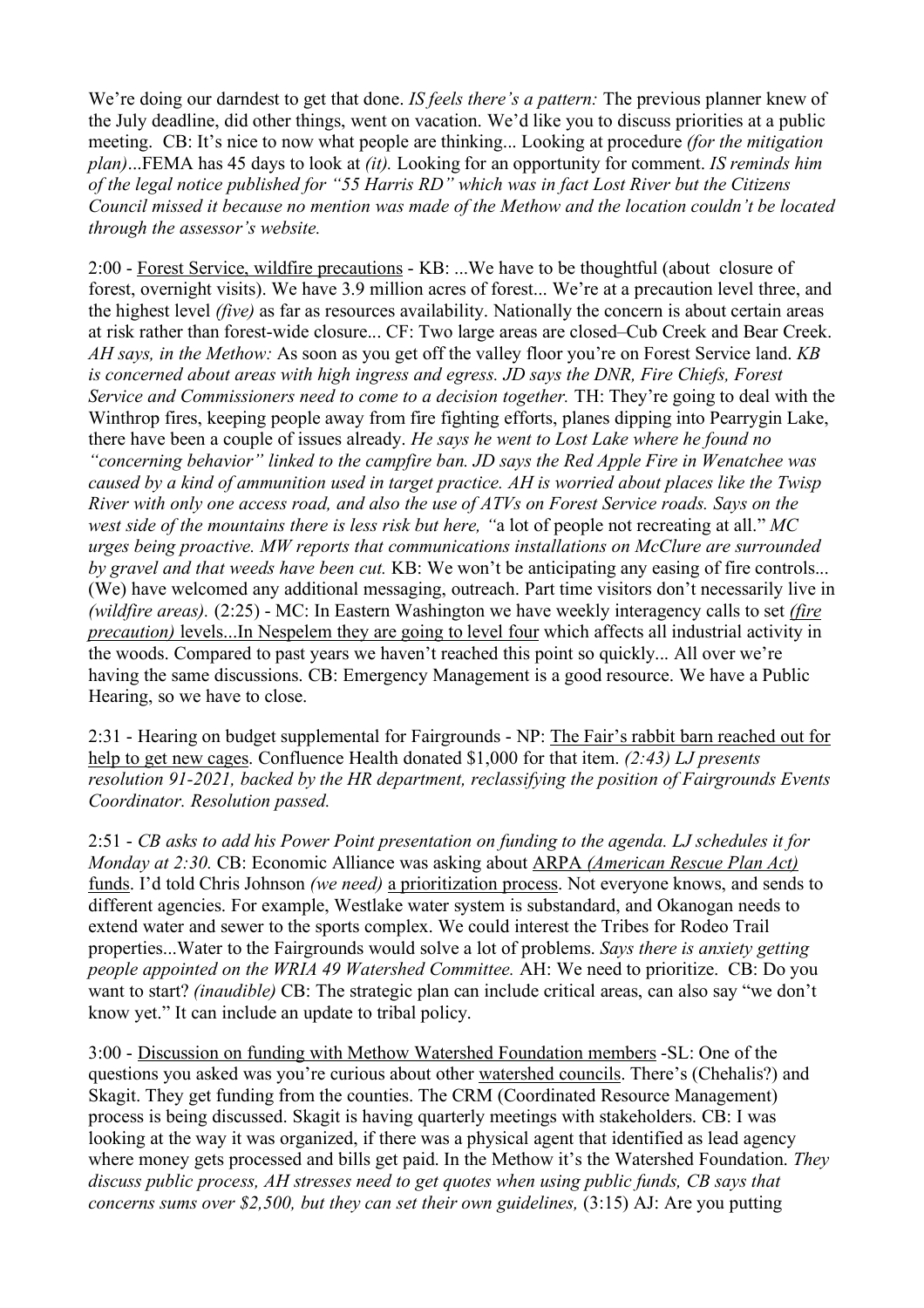We're doing our darndest to get that done. *IS feels there's a pattern:* The previous planner knew of the July deadline, did other things, went on vacation. We'd like you to discuss priorities at a public meeting. CB: It's nice to now what people are thinking... Looking at procedure *(for the mitigation plan)*...FEMA has 45 days to look at *(it).* Looking for an opportunity for comment. *IS reminds him of the legal notice published for "55 Harris RD" which was in fact Lost River but the Citizens Council missed it because no mention was made of the Methow and the location couldn't be located through the assessor's website.*

2:00 - <u>Forest Service, wildfire precautions</u> - KB: ...We have to be thoughtful (about closure of forest, overnight visits). We have 3.9 million acres of forest... We're at a precaution level three, and the highest level *(five)* as far as resources availability. Nationally the concern is about certain areas at risk rather than forest-wide closure... CF: Two large areas are closed–Cub Creek and Bear Creek. *AH says, in the Methow:* As soon as you get off the valley floor you're on Forest Service land. *KB is concerned about areas with high ingress and egress. JD says the DNR, Fire Chiefs, Forest Service and Commissioners need to come to a decision together.* TH: They're going to deal with the Winthrop fires, keeping people away from fire fighting efforts, planes dipping into Pearrygin Lake, there have been a couple of issues already. *He says he went to Lost Lake where he found no "concerning behavior" linked to the campfire ban. JD says the Red Apple Fire in Wenatchee was caused by a kind of ammunition used in target practice. AH is worried about places like the Twisp River with only one access road, and also the use of ATVs on Forest Service roads. Says on the west side of the mountains there is less risk but here, "*a lot of people not recreating at all." *MC urges being proactive. MW reports that communications installations on McClure are surrounded by gravel and that weeds have been cut.* KB: We won't be anticipating any easing of fire controls... (We) have welcomed any additional messaging, outreach. Part time visitors don't necessarily live in *(wildfire areas).* (2:25) - MC: In Eastern Washington we have weekly interagency calls to set <u>*(fire precaution)* levels...In Nespelem they are going to level four</u> which affects all industrial activity in the woods. Compared to past years we haven't reached this point so quickly... All over we're having the same discussions. CB: Emergency Management is a good resource. We have a Public Hearing, so we have to close.

2:31 - Hearing on budget supplemental for Fairgrounds - NP: <u>The Fair's rabbit barn reached out for help to get new cages</u>. Confluence Health donated $1,000 for that item. *(2:43) LJ presents resolution 91-2021, backed by the HR department, reclassifying the position of Fairgrounds Events Coordinator. Resolution passed.*

2:51 - *CB asks to add his Power Point presentation on funding to the agenda. LJ schedules it for Monday at 2:30.* CB: Economic Alliance was asking about <u>ARPA *(American Rescue Plan Act)* funds</u>. I'd told Chris Johnson *(we need)* <u>a prioritization process</u>. Not everyone knows, and sends to different agencies. For example, Westlake water system is substandard, and Okanogan needs to extend water and sewer to the sports complex. We could interest the Tribes for Rodeo Trail properties...Water to the Fairgrounds would solve a lot of problems. *Says there is anxiety getting people appointed on the WRIA 49 Watershed Committee.* AH: We need to prioritize. CB: Do you want to start? *(inaudible)* CB: The strategic plan can include critical areas, can also say "we don't know yet." It can include an update to tribal policy.

3:00 - <u>Discussion on funding with Methow Watershed Foundation members</u> -SL: One of the questions you asked was you're curious about other <u>watershed councils</u>. There's (Chehalis?) and Skagit. They get funding from the counties. The CRM (Coordinated Resource Management) process is being discussed. Skagit is having quarterly meetings with stakeholders. CB: I was looking at the way it was organized, if there was a physical agent that identified as lead agency where money gets processed and bills get paid. In the Methow it's the Watershed Foundation. *They discuss public process, AH stresses need to get quotes when using public funds, CB says that concerns sums over $2,500, but they can set their own guidelines,* (3:15) AJ: Are you putting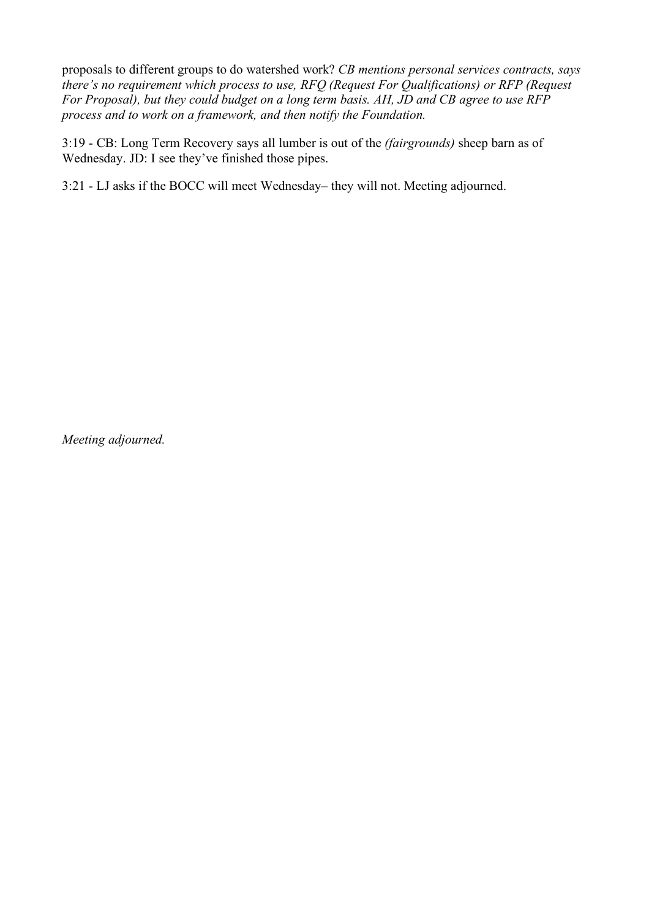proposals to different groups to do watershed work? *CB mentions personal services contracts, says there's no requirement which process to use, RFQ (Request For Qualifications) or RFP (Request For Proposal), but they could budget on a long term basis. AH, JD and CB agree to use RFP process and to work on a framework, and then notify the Foundation.*

3:19 - CB: Long Term Recovery says all lumber is out of the *(fairgrounds)* sheep barn as of Wednesday. JD: I see they've finished those pipes.

3:21 - LJ asks if the BOCC will meet Wednesday– they will not. Meeting adjourned.

*Meeting adjourned.*